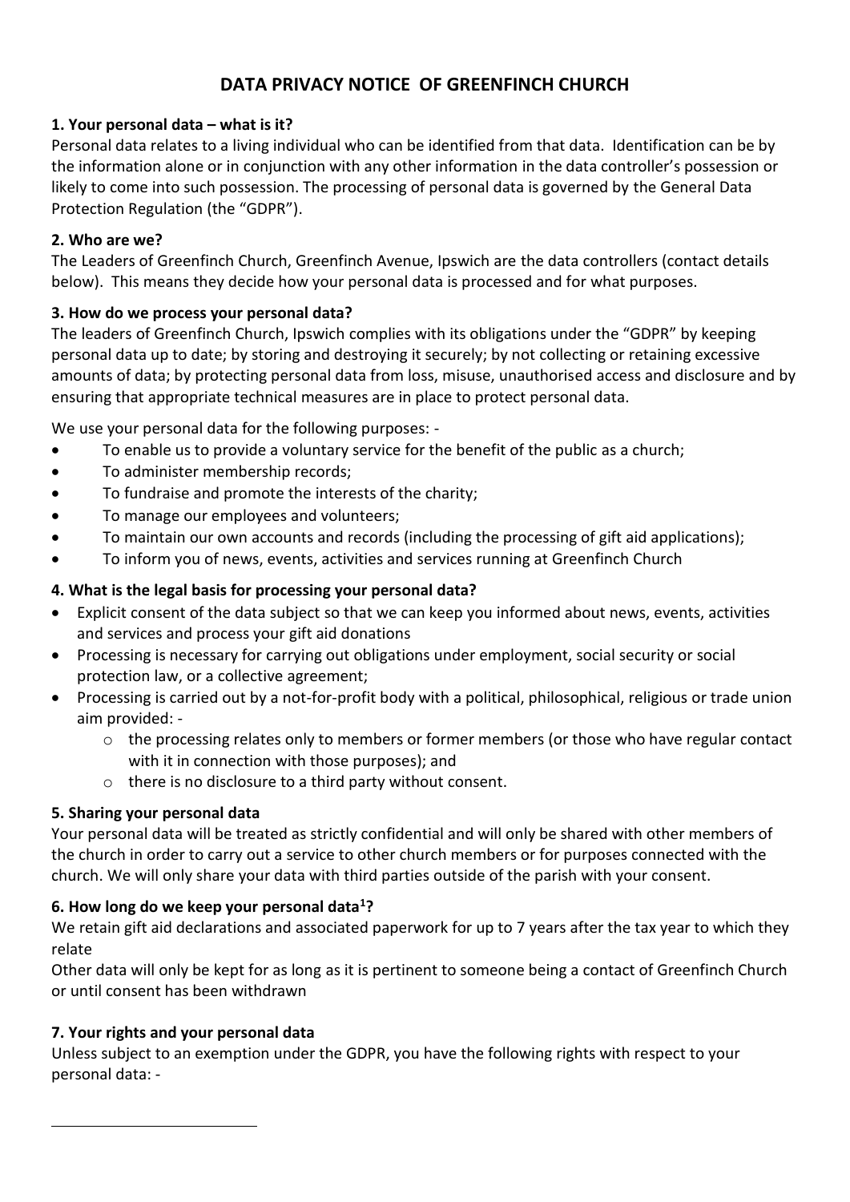# DATA PRIVACY NOTICE OF GREENFINCH CHURCH

### 1. Your personal data – what is it?

Personal data relates to a living individual who can be identified from that data. Identification can be by the information alone or in conjunction with any other information in the data controller's possession or likely to come into such possession. The processing of personal data is governed by the General Data Protection Regulation (the "GDPR").

### 2. Who are we?

The Leaders of Greenfinch Church, Greenfinch Avenue, Ipswich are the data controllers (contact details below). This means they decide how your personal data is processed and for what purposes.

### 3. How do we process your personal data?

The leaders of Greenfinch Church, Ipswich complies with its obligations under the "GDPR" by keeping personal data up to date; by storing and destroying it securely; by not collecting or retaining excessive amounts of data; by protecting personal data from loss, misuse, unauthorised access and disclosure and by ensuring that appropriate technical measures are in place to protect personal data.

We use your personal data for the following purposes: -

- To enable us to provide a voluntary service for the benefit of the public as a church;
- To administer membership records;
- To fundraise and promote the interests of the charity;
- To manage our employees and volunteers;
- To maintain our own accounts and records (including the processing of gift aid applications);
- To inform you of news, events, activities and services running at Greenfinch Church

### 4. What is the legal basis for processing your personal data?

- Explicit consent of the data subject so that we can keep you informed about news, events, activities and services and process your gift aid donations
- Processing is necessary for carrying out obligations under employment, social security or social protection law, or a collective agreement;
- Processing is carried out by a not-for-profit body with a political, philosophical, religious or trade union aim provided: -
  - the processing relates only to members or former members (or those who have regular contact with it in connection with those purposes); and
  - there is no disclosure to a third party without consent.

### 5. Sharing your personal data

Your personal data will be treated as strictly confidential and will only be shared with other members of the church in order to carry out a service to other church members or for purposes connected with the church. We will only share your data with third parties outside of the parish with your consent.

### 6. How long do we keep your personal data[1]?

We retain gift aid declarations and associated paperwork for up to 7 years after the tax year to which they relate

Other data will only be kept for as long as it is pertinent to someone being a contact of Greenfinch Church or until consent has been withdrawn

### 7. Your rights and your personal data

Unless subject to an exemption under the GDPR, you have the following rights with respect to your personal data: -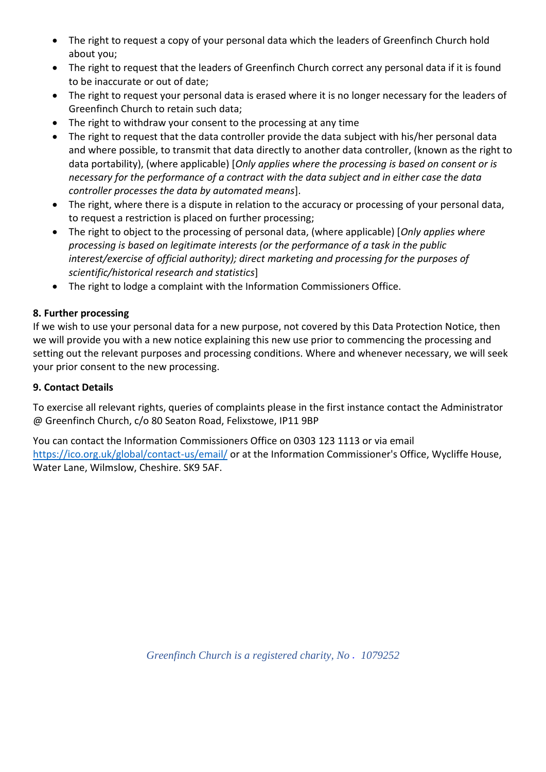- The right to request a copy of your personal data which the leaders of Greenfinch Church hold about you;
- The right to request that the leaders of Greenfinch Church correct any personal data if it is found to be inaccurate or out of date;
- The right to request your personal data is erased where it is no longer necessary for the leaders of Greenfinch Church to retain such data;
- The right to withdraw your consent to the processing at any time
- The right to request that the data controller provide the data subject with his/her personal data and where possible, to transmit that data directly to another data controller, (known as the right to data portability), (where applicable) [*Only applies where the processing is based on consent or is necessary for the performance of a contract with the data subject and in either case the data controller processes the data by automated means*].
- The right, where there is a dispute in relation to the accuracy or processing of your personal data, to request a restriction is placed on further processing;
- The right to object to the processing of personal data, (where applicable) [*Only applies where processing is based on legitimate interests (or the performance of a task in the public interest/exercise of official authority); direct marketing and processing for the purposes of scientific/historical research and statistics*]
- The right to lodge a complaint with the Information Commissioners Office.

**8. Further processing**

If we wish to use your personal data for a new purpose, not covered by this Data Protection Notice, then we will provide you with a new notice explaining this new use prior to commencing the processing and setting out the relevant purposes and processing conditions. Where and whenever necessary, we will seek your prior consent to the new processing.

**9. Contact Details**

To exercise all relevant rights, queries of complaints please in the first instance contact the Administrator @ Greenfinch Church, c/o 80 Seaton Road, Felixstowe, IP11 9BP

You can contact the Information Commissioners Office on 0303 123 1113 or via email https://ico.org.uk/global/contact-us/email/ or at the Information Commissioner's Office, Wycliffe House, Water Lane, Wilmslow, Cheshire. SK9 5AF.

*Greenfinch Church is a registered charity, No . 1079252*